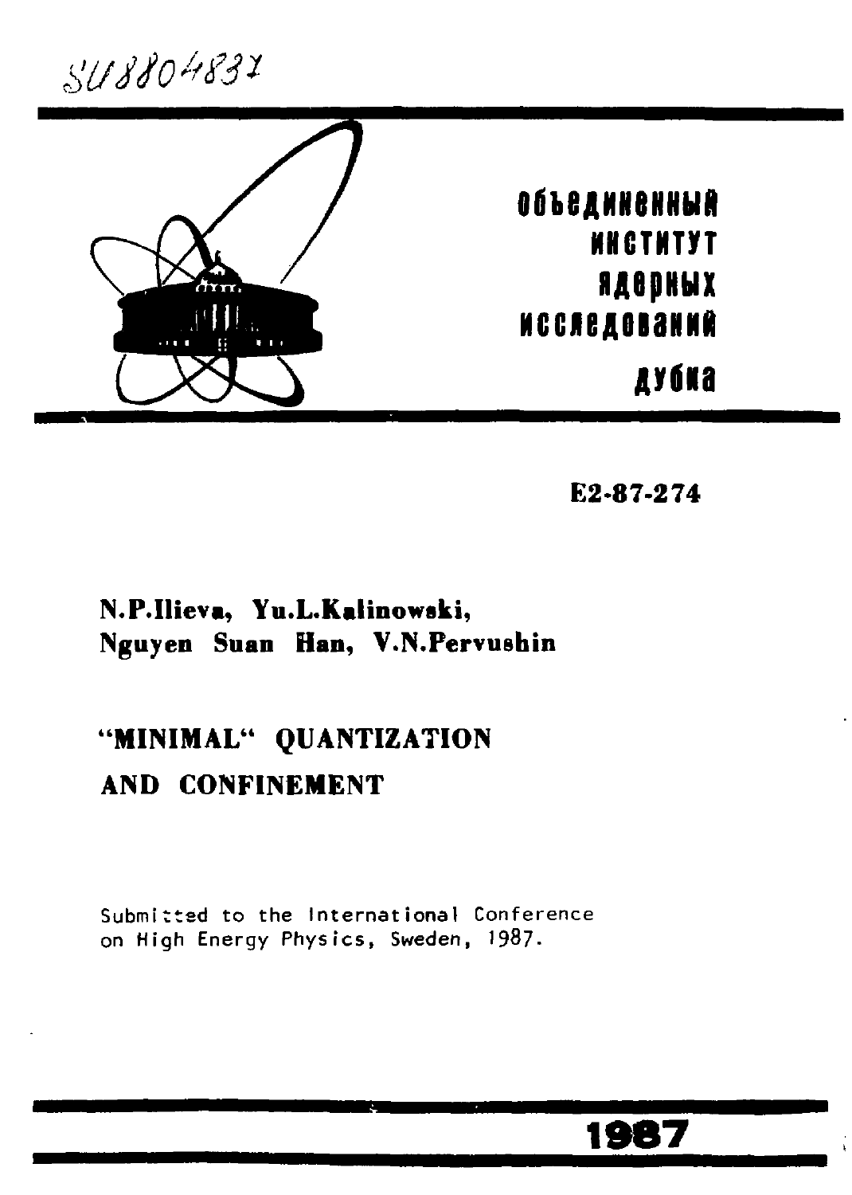SU8804837

**объединенный институт ядерных исследований дубна**

E2-87-274

**N.P.Ilieva, Yu.L.Kalinowski, Nguyen Suan Han, V.N.Pervushin**

# "MINIMAL" QUANTIZATION AND CONFINEMENT

Submitted to the International Conference on High Energy Physics, Sweden, 1987.

**1987**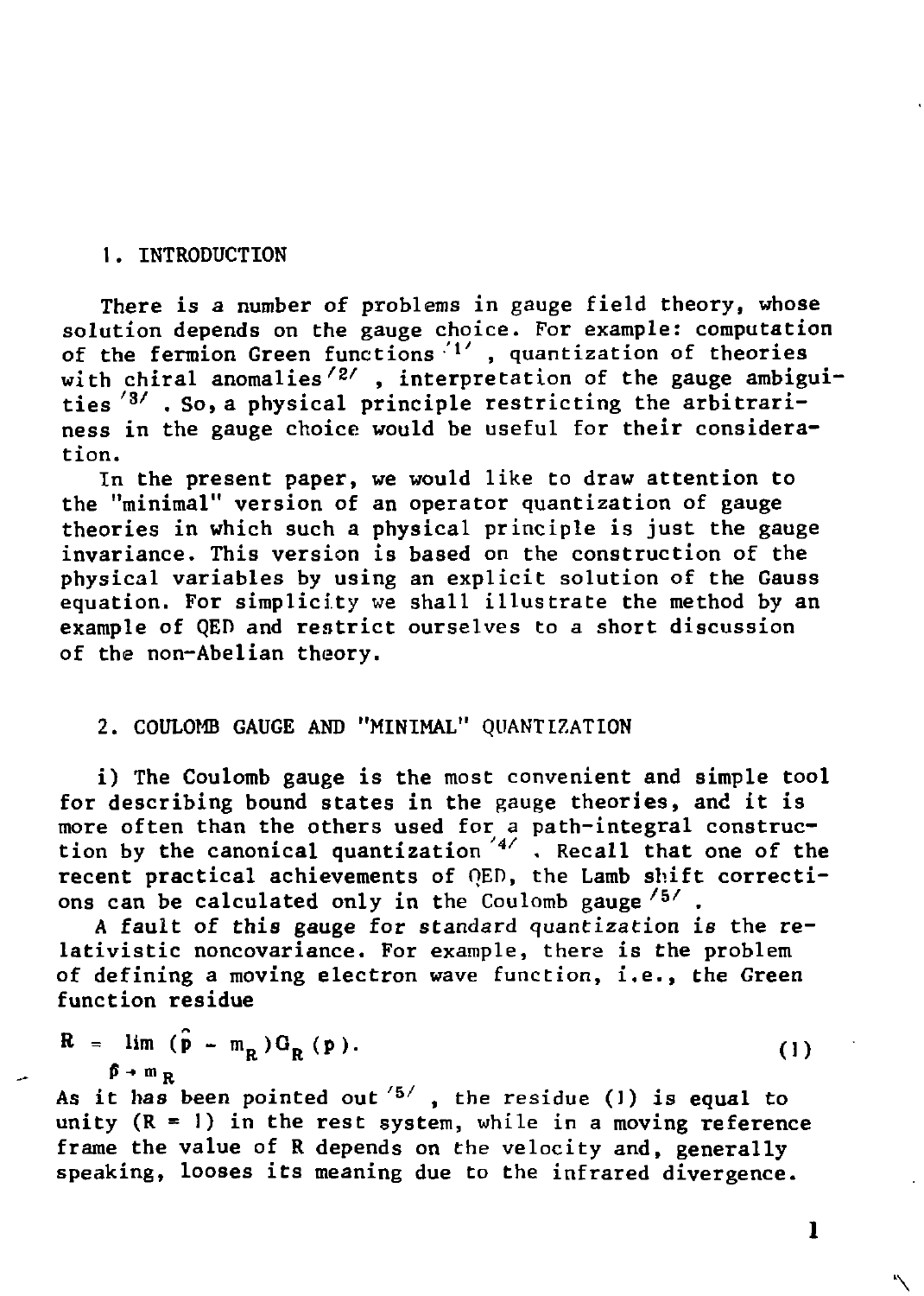## 1. INTRODUCTION

There is a number of problems in gauge field theory, whose solution depends on the gauge choice. For example: computation of the fermion Green functions [1], quantization of theories with chiral anomalies [2], interpretation of the gauge ambiguities [3]. So, a physical principle restricting the arbitrariness in the gauge choice would be useful for their consideration.

In the present paper, we would like to draw attention to the "minimal" version of an operator quantization of gauge theories in which such a physical principle is just the gauge invariance. This version is based on the construction of the physical variables by using an explicit solution of the Gauss equation. For simplicity we shall illustrate the method by an example of QED and restrict ourselves to a short discussion of the non-Abelian theory.

## 2. COULOMB GAUGE AND "MINIMAL" QUANTIZATION

i) The Coulomb gauge is the most convenient and simple tool for describing bound states in the gauge theories, and it is more often than the others used for a path-integral construction by the canonical quantization [4]. Recall that one of the recent practical achievements of QED, the Lamb shift corrections can be calculated only in the Coulomb gauge [5].

A fault of this gauge for standard quantization is the relativistic noncovariance. For example, there is the problem of defining a moving electron wave function, i.e., the Green function residue

$$R = \lim_{\hat{p} \to m_R} (\hat{p} - m_R) G_R(p). \tag{1}$$

As it has been pointed out [5], the residue (1) is equal to unity ($R = 1$) in the rest system, while in a moving reference frame the value of R depends on the velocity and, generally speaking, looses its meaning due to the infrared divergence.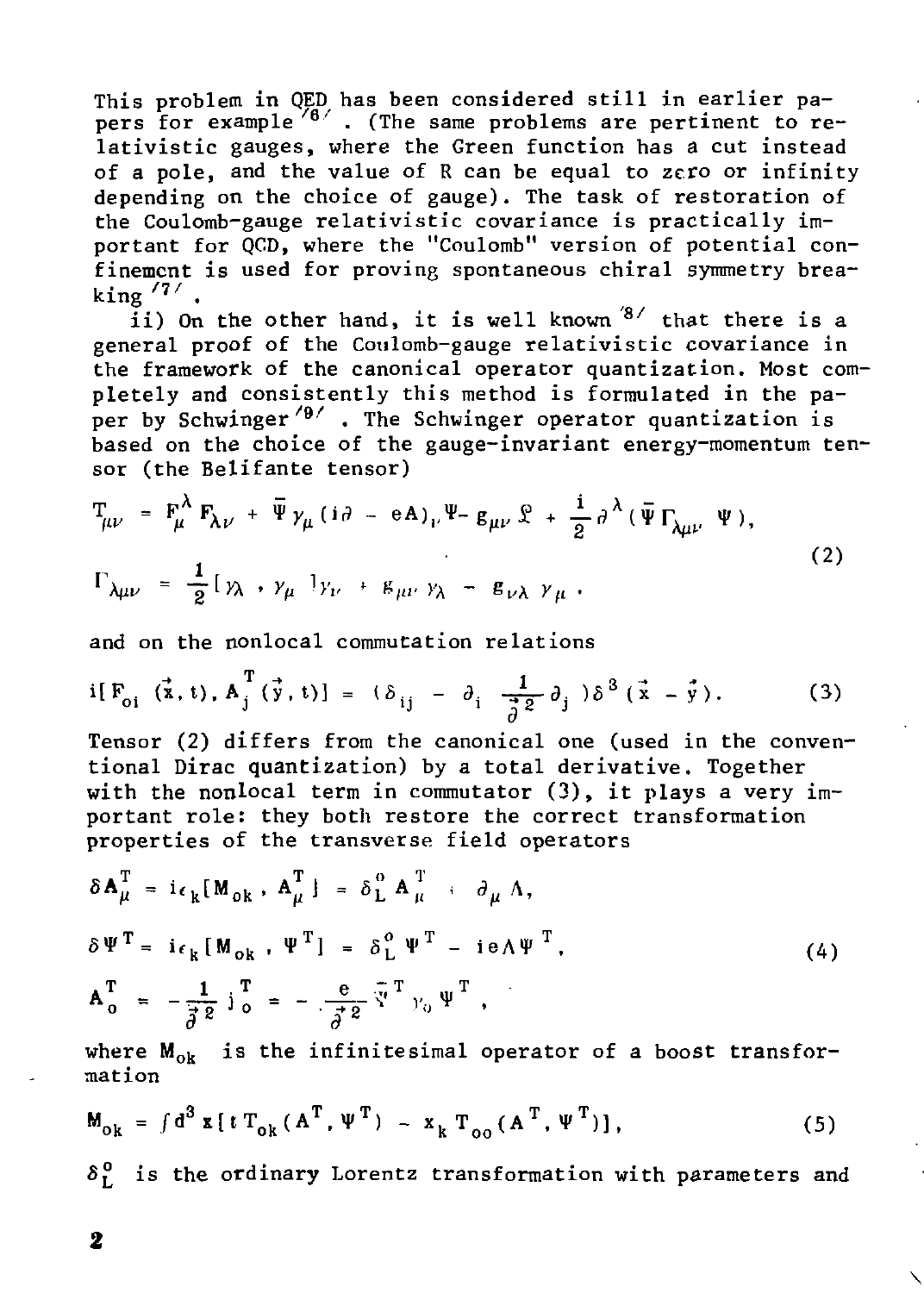This problem in QED has been considered still in earlier papers for example [6]. (The same problems are pertinent to relativistic gauges, where the Green function has a cut instead of a pole, and the value of R can be equal to zero or infinity depending on the choice of gauge). The task of restoration of the Coulomb-gauge relativistic covariance is practically important for QCD, where the "Coulomb" version of potential confinement is used for proving spontaneous chiral symmetry breaking [7].

ii) On the other hand, it is well known [8] that there is a general proof of the Coulomb-gauge relativistic covariance in the framework of the canonical operator quantization. Most completely and consistently this method is formulated in the paper by Schwinger [9]. The Schwinger operator quantization is based on the choice of the gauge-invariant energy-momentum tensor (the Belifante tensor)

$$
\begin{aligned}
T_{\mu\nu} &= F^{\lambda}_{\mu} F_{\lambda\nu} + \bar{\Psi} \gamma_{\mu} (i\partial - eA)_{\nu} \Psi - g_{\mu\nu} \mathcal{L} + \frac{i}{2} \partial^{\lambda} (\bar{\Psi} \Gamma_{\lambda\mu\nu} \Psi), \\
\Gamma_{\lambda\mu\nu} &= \frac{1}{2} [\gamma_{\lambda}, \gamma_{\mu}] \gamma_{\nu} + g_{\mu\nu} \gamma_{\lambda} - g_{\nu\lambda} \gamma_{\mu} .
\end{aligned}
\tag{2}
$$

and on the nonlocal commutation relations

$$
i[F_{0i}(\vec{x}, t), A^{T}_{j}(\vec{y}, t)] = (\delta_{ij} - \partial_i \frac{1}{\vec{\partial}^2} \partial_j) \delta^3 (\vec{x} - \vec{y}). \tag{3}
$$

Tensor (2) differs from the canonical one (used in the conventional Dirac quantization) by a total derivative. Together with the nonlocal term in commutator (3), it plays a very important role: they both restore the correct transformation properties of the transverse field operators

$$
\begin{aligned}
\delta \mathbf{A}^{T}_{\mu} &= i\epsilon_k [M_{0k}, A^{T}_{\mu}] = \delta^{0}_{L} A^{T}_{\mu} + \partial_{\mu} \Lambda, \\
\delta \Psi^{T} &= i\epsilon_k [M_{0k}, \Psi^{T}] = \delta^{0}_{L} \Psi^{T} - ie\Lambda \Psi^{T}, \\
\mathbf{A}^{T}_{0} &= -\frac{1}{\vec{\partial}^2} j^{T}_{0} = -\frac{e}{\vec{\partial}^2} \bar{\Psi}^{T} \gamma_0 \Psi^{T},
\end{aligned}
\tag{4}
$$

where $M_{0k}$ is the infinitesimal operator of a boost transformation

$$
\mathbf{M}_{0k} = \int d^3 x [t\, T_{0k}(A^{T}, \Psi^{T}) - x_k T_{00}(A^{T}, \Psi^{T})], \tag{5}
$$

$\delta^{0}_{L}$ is the ordinary Lorentz transformation with parameters and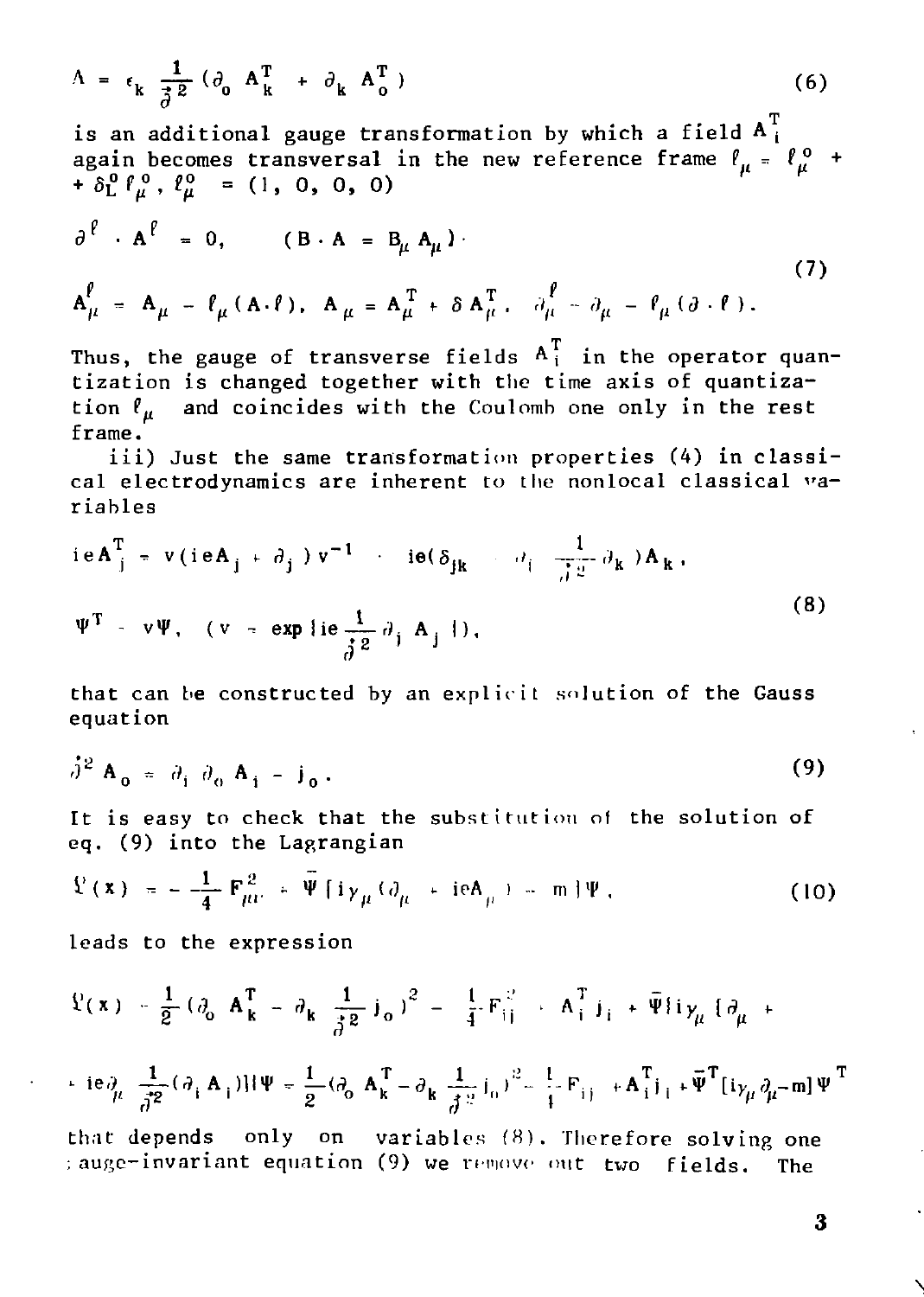$$\Lambda = \epsilon_k \frac{1}{\vec{\partial}^2} (\partial_0 A_k^T + \partial_k A_o^T) \tag{6}$$

is an additional gauge transformation by which a field $A_i^T$ again becomes transversal in the new reference frame $\ell_\mu = \ell_\mu^o + \delta_L^o \ell_\mu^o$, $\ell_\mu^o = (1, 0, 0, 0)$

$$\partial^\ell \cdot A^\ell = 0, \qquad (B \cdot A = B_\mu A_\mu) \cdot$$
$$A_\mu^\ell = A_\mu - \ell_\mu (A \cdot \ell), \; A_\mu = A_\mu^T + \delta A_\mu^T, \; \partial_\mu^\ell = \partial_\mu - \ell_\mu (\partial \cdot \ell). \tag{7}$$

Thus, the gauge of transverse fields $A_i^T$ in the operator quantization is changed together with the time axis of quantization $\ell_\mu$ and coincides with the Coulomb one only in the rest frame.

iii) Just the same transformation properties (4) in classical electrodynamics are inherent to the nonlocal classical variables

$$ieA_j^T = v(ieA_j + \partial_j) v^{-1} = ie(\delta_{jk} - \partial_j \frac{1}{\vec{\partial}^2} \partial_k) A_k,$$
$$\Psi^T = v\Psi, \quad (v = \exp\{ie \frac{1}{\vec{\partial}^2} \partial_j A_j\}), \tag{8}$$

that can be constructed by an explicit solution of the Gauss equation

$$\vec{\partial}^2 A_o = \partial_i \partial_o A_i - j_o. \tag{9}$$

It is easy to check that the substitution of the solution of eq. (9) into the Lagrangian

$$\mathcal{L}(x) = -\frac{1}{4} F_{\mu\nu}^2 + \bar{\Psi} [i\gamma_\mu (\partial_\mu + ieA_\mu) - m] \Psi, \tag{10}$$

leads to the expression

$$\mathcal{L}(x) = \frac{1}{2} (\partial_o A_k^T - \partial_k \frac{1}{\vec{\partial}^2} j_o)^2 - \frac{1}{4} F_{ij}^2 + A_i^T j_i + \bar{\Psi} \{ i\gamma_\mu [\partial_\mu +$$
$$+ ie\partial_\mu \frac{1}{\vec{\partial}^2} (\partial_i A_i)] \} \Psi = \frac{1}{2} (\partial_o A_k^T - \partial_k \frac{1}{\vec{\partial}^2} j_o)^2 - \frac{1}{4} F_{ij} + A_i^T j_i + \bar{\Psi}^T [i\gamma_\mu \partial_\mu - m] \Psi^T$$

that depends only on variables (8). Therefore solving one gauge-invariant equation (9) we remove out two fields. The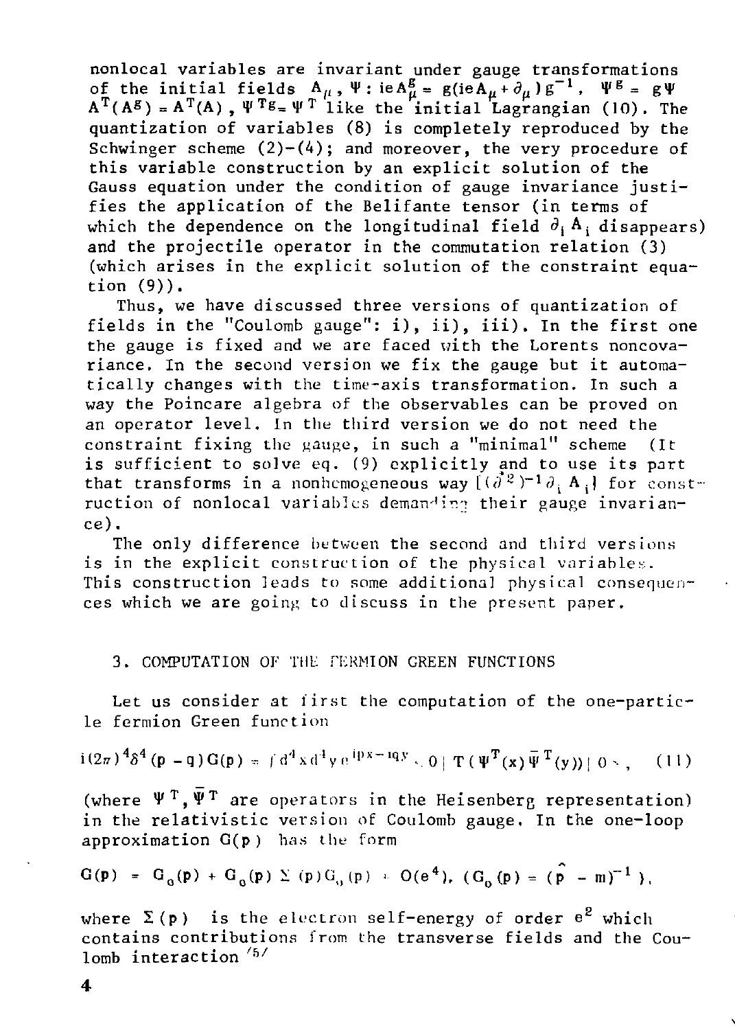nonlocal variables are invariant under gauge transformations of the initial fields $A_\mu, \Psi$: $ieA^g_\mu = g(ieA_\mu + \partial_\mu)g^{-1}$, $\Psi^g = g\Psi$ $A^T(A^g) = A^T(A)$, $\Psi^{Tg} = \Psi^T$ like the initial Lagrangian (10). The quantization of variables (8) is completely reproduced by the Schwinger scheme (2)-(4); and moreover, the very procedure of this variable construction by an explicit solution of the Gauss equation under the condition of gauge invariance justifies the application of the Belifante tensor (in terms of which the dependence on the longitudinal field $\partial_i A_i$ disappears) and the projectile operator in the commutation relation (3) (which arises in the explicit solution of the constraint equation (9)).

Thus, we have discussed three versions of quantization of fields in the "Coulomb gauge": i), ii), iii). In the first one the gauge is fixed and we are faced with the Lorents noncovariance. In the second version we fix the gauge but it automatically changes with the time-axis transformation. In such a way the Poincare algebra of the observables can be proved on an operator level. In the third version we do not need the constraint fixing the gauge, in such a "minimal" scheme (It is sufficient to solve eq. (9) explicitly and to use its part that transforms in a nonhomogeneous way $[(\partial^2)^{-1}\partial_i A_i]$ for construction of nonlocal variables demanding their gauge invariance).

The only difference between the second and third versions is in the explicit construction of the physical variables. This construction leads to some additional physical consequences which we are going to discuss in the present paper.

## 3. COMPUTATION OF THE FERMION GREEN FUNCTIONS

Let us consider at first the computation of the one-particle fermion Green function

$$i(2\pi)^4\delta^4(p-q)G(p) = \int d^4x\, d^4y\, e^{ipx - iqy} \langle 0 | T(\Psi^T(x)\bar{\Psi}^T(y)) | 0 \rangle , \qquad (11)$$

(where $\Psi^T, \bar{\Psi}^T$ are operators in the Heisenberg representation) in the relativistic version of Coulomb gauge. In the one-loop approximation $G(p)$ has the form

$$G(p) = G_0(p) + G_0(p)\Sigma(p)G_0(p) + O(e^4), \; (G_0(p) = (\hat{p} - m)^{-1}),$$

where $\Sigma(p)$ is the electron self-energy of order $e^2$ which contains contributions from the transverse fields and the Coulomb interaction [5]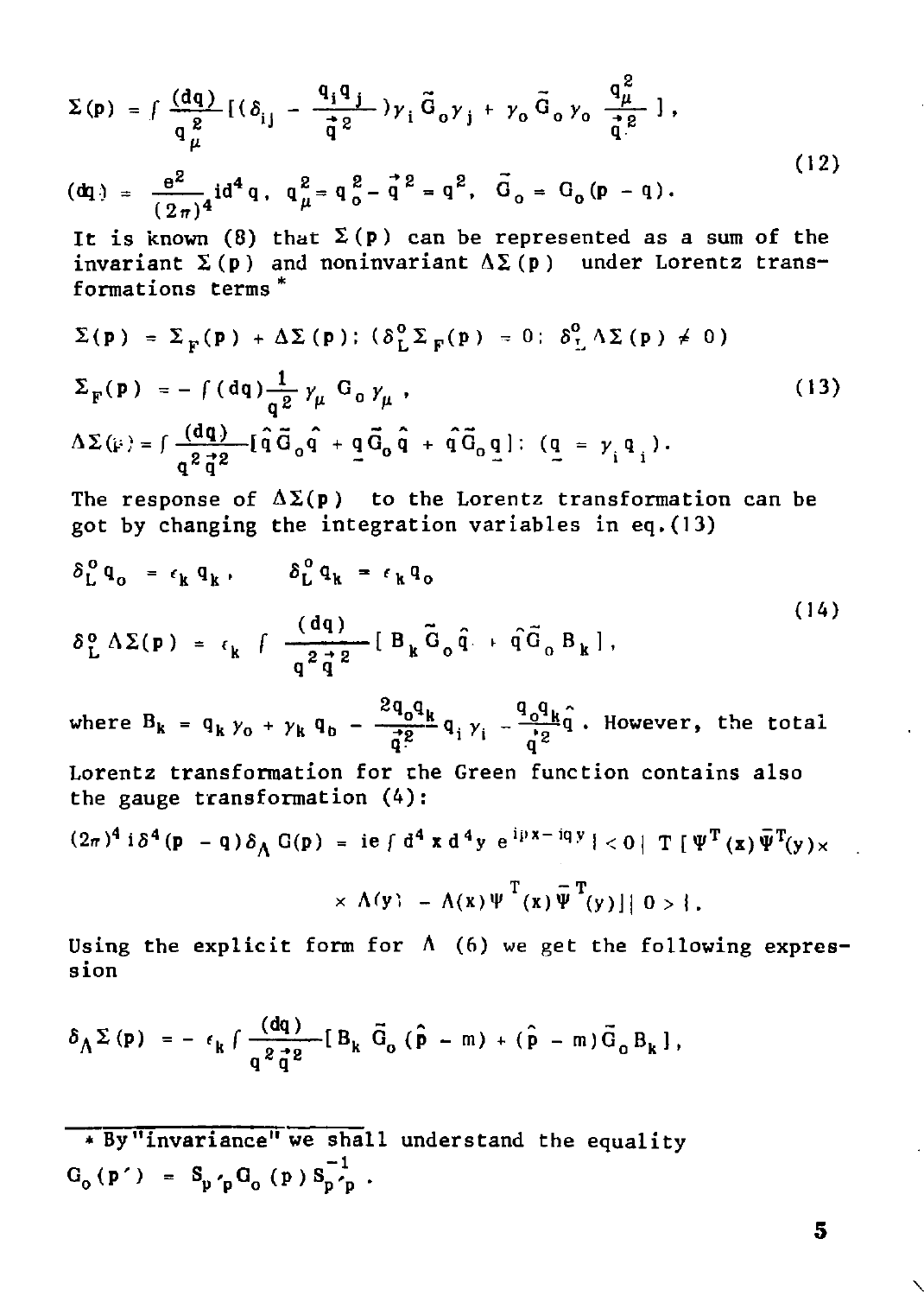$$\Sigma(p) = \int \frac{(dq)}{q_\mu^2} [(\delta_{ij} - \frac{q_i q_j}{\vec{q}^2})\gamma_i \tilde{G}_o \gamma_j + \gamma_o \tilde{G}_o \gamma_o \frac{q_\mu^2}{\vec{q}^2}],$$

$$(dq) = \frac{e^2}{(2\pi)^4} i d^4 q, \quad q_\mu^2 = q_o^2 - \vec{q}^2 = q^2, \quad \tilde{G}_o = G_o(p - q). \tag{12}$$

It is known (8) that $\Sigma(p)$ can be represented as a sum of the invariant $\Sigma(p)$ and noninvariant $\Delta\Sigma(p)$ under Lorentz transformations terms *

$$\Sigma(p) = \Sigma_F(p) + \Delta\Sigma(p); \; (\delta_L^o \Sigma_F(p) = 0; \; \delta_L^o \Delta\Sigma(p) \neq 0)$$

$$\Sigma_F(p) = - \int (dq) \frac{1}{q^2} \gamma_\mu G_o \gamma_\mu, \tag{13}$$

$$\Delta\Sigma(p) = \int \frac{(dq)}{q^2 \vec{q}^2} [\hat{q}\tilde{G}_o \hat{q} + \underline{q}\tilde{G}_o \hat{q} + \hat{q}\tilde{G}_o \underline{q}]; \; (\underline{q} = \gamma_i q_i).$$

The response of $\Delta\Sigma(p)$ to the Lorentz transformation can be got by changing the integration variables in eq.(13)

$$\delta_L^o q_o = \epsilon_k q_k, \qquad \delta_L^o q_k = \epsilon_k q_o$$

$$\delta_L^o \Delta\Sigma(p) = \epsilon_k \int \frac{(dq)}{q^2 \vec{q}^2} [B_k \tilde{G}_o \hat{q} + \hat{q}\tilde{G}_o B_k], \tag{14}$$

where $B_k = q_k \gamma_o + \gamma_k q_o - \frac{2 q_o q_k}{\vec{q}^2} q_i \gamma_i - \frac{q_o q_k}{\vec{q}^2}\hat{q}$. However, the total Lorentz transformation for the Green function contains also the gauge transformation (4):

$$(2\pi)^4 i \delta^4(p - q)\delta_\Lambda G(p) = ie \int d^4x \, d^4y \, e^{ipx - iqy} | <0| \; T[\Psi^T(x)\bar{\Psi}^T(y) \times$$

$$\times \Lambda(y) - \Lambda(x)\Psi^T(x)\bar{\Psi}^T(y)] | 0> |.$$

Using the explicit form for $\Lambda$ (6) we get the following expression

$$\delta_\Lambda \Sigma(p) = - \epsilon_k \int \frac{(dq)}{q^2 \vec{q}^2} [B_k \tilde{G}_o (\hat{p} - m) + (\hat{p} - m)\tilde{G}_o B_k],$$

---

* By "invariance" we shall understand the equality $G_o(p') = S_{p'p} G_o(p) S_{p'p}^{-1}$.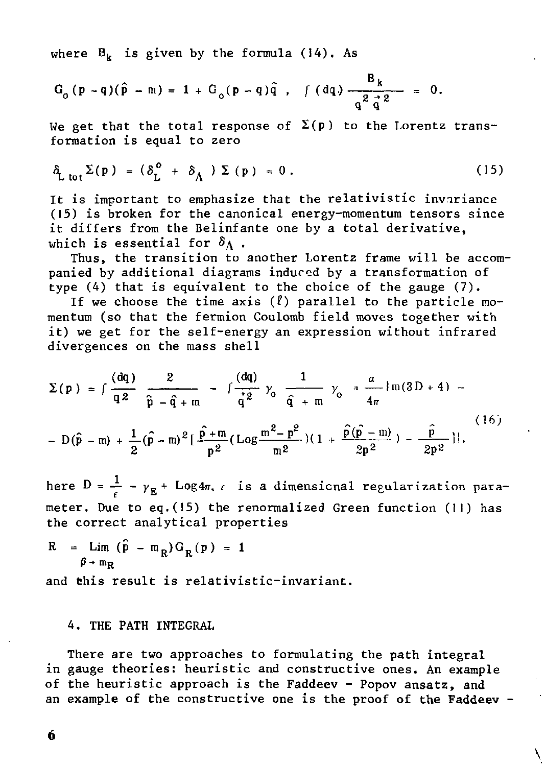where $B_k$ is given by the formula (14). As

$$G_0(p-q)(\hat{p}-m) = 1 + G_0(p-q)\hat{q}\ , \quad \int (dq)\frac{B_k}{q^2\vec{q}^{\,2}} = 0.$$

We get that the total response of $\Sigma(p)$ to the Lorentz transformation is equal to zero

$$\delta_{L\,tot}\Sigma(p) = (\delta_L^0 + \delta_\Lambda)\,\Sigma(p) = 0\,. \tag{15}$$

It is important to emphasize that the relativistic invariance (15) is broken for the canonical energy-momentum tensors since it differs from the Belinfante one by a total derivative, which is essential for $\delta_\Lambda$.

Thus, the transition to another Lorentz frame will be accompanied by additional diagrams induced by a transformation of type (4) that is equivalent to the choice of the gauge (7).

If we choose the time axis ($\ell$) parallel to the particle momentum (so that the fermion Coulomb field moves together with it) we get for the self-energy an expression without infrared divergences on the mass shell

$$\Sigma(p) = \int \frac{(dq)}{q^2}\frac{2}{\hat{p}-\hat{q}+m} - \int\frac{(dq)}{\vec{q}^{\,2}}\gamma_0\frac{1}{\hat{q}+m}\gamma_0 = \frac{\alpha}{4\pi}\{m(3D+4) - $$
$$- D(\hat{p}-m) + \frac{1}{2}(\hat{p}-m)^2\Big[\frac{\hat{p}+m}{p^2}\Big(\text{Log}\frac{m^2-p^2}{m^2}\Big)\Big(1+\frac{\hat{p}(\hat{p}-m)}{2p^2}\Big) - \frac{\hat{p}}{2p^2}\Big]\}, \tag{16}$$

here $D = \frac{1}{\epsilon} - \gamma_E + \text{Log}4\pi$, $\epsilon$ is a dimensional regularization parameter. Due to eq.(15) the renormalized Green function (11) has the correct analytical properties

$$R = \lim_{\hat{p}\to m_R}(\hat{p}-m_R)G_R(p) = 1$$

and this result is relativistic-invariant.

## 4. THE PATH INTEGRAL

There are two approaches to formulating the path integral in gauge theories: heuristic and constructive ones. An example of the heuristic approach is the Faddeev - Popov ansatz, and an example of the constructive one is the proof of the Faddeev -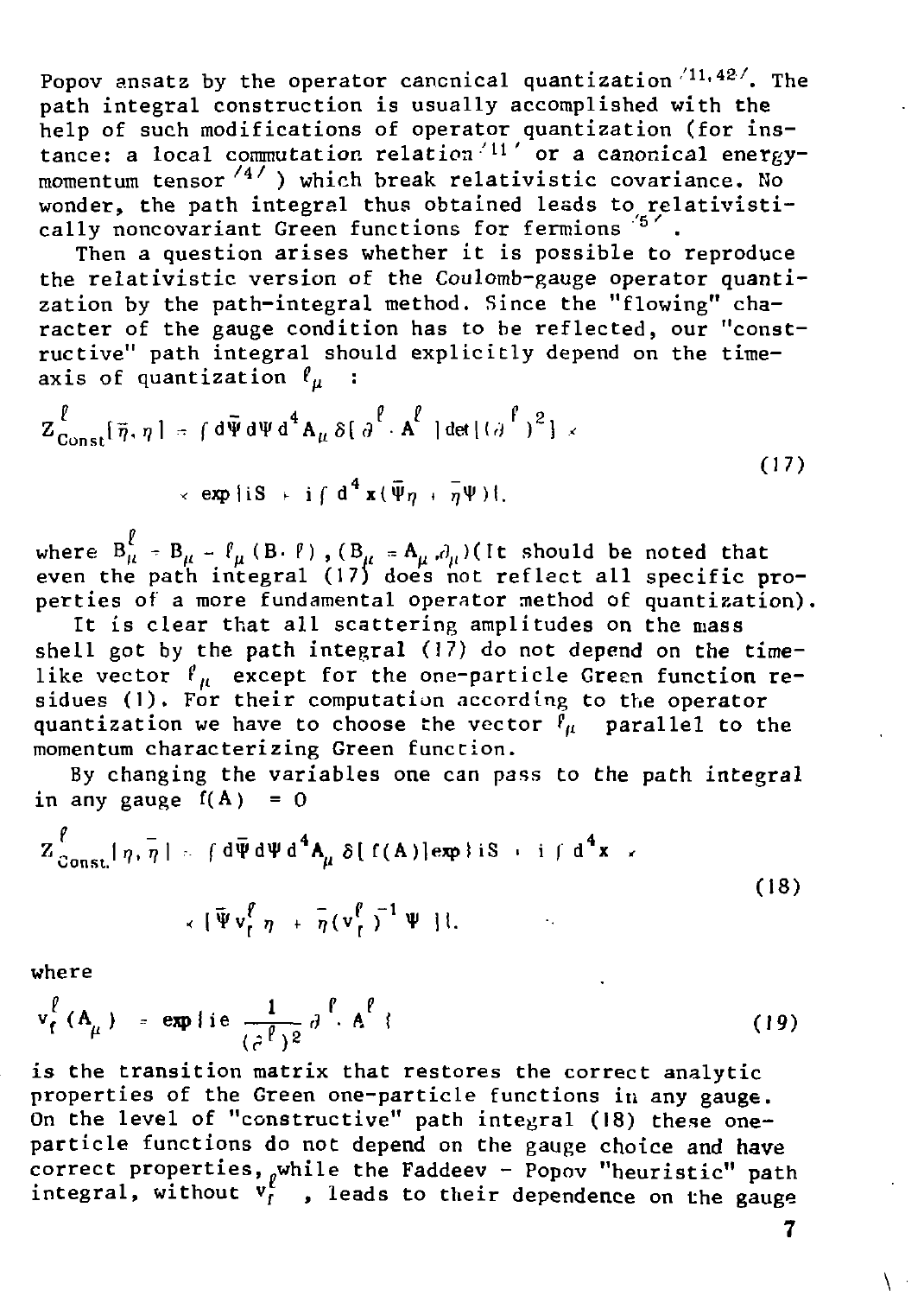Popov ansatz by the operator canonical quantization [11,42]. The path integral construction is usually accomplished with the help of such modifications of operator quantization (for instance: a local commutation relation [11] or a canonical energy-momentum tensor [4]) which break relativistic covariance. No wonder, the path integral thus obtained leads to relativistically noncovariant Green functions for fermions [5].

Then a question arises whether it is possible to reproduce the relativistic version of the Coulomb-gauge operator quantization by the path-integral method. Since the "flowing" character of the gauge condition has to be reflected, our "constructive" path integral should explicitly depend on the time-axis of quantization $\ell_\mu$ :

$$Z^{\ell}_{\text{Const}}[\bar{\eta},\eta] = \int d\bar{\Psi} d\Psi d^4 A_\mu \,\delta[\partial^{\ell}\cdot A^{\ell}]\,\det[(\partial^{\ell})^2]\,\times$$
$$\times \exp\{iS + i\int d^4x(\bar{\Psi}\eta + \bar{\eta}\Psi)\}, \tag{17}$$

where $B^{\ell}_{\mu} = B_\mu - \ell_\mu(B\cdot\ell)$, $(B_\mu = A_\mu, \partial_\mu)$ (It should be noted that even the path integral (17) does not reflect all specific properties of a more fundamental operator method of quantization).

It is clear that all scattering amplitudes on the mass shell got by the path integral (17) do not depend on the time-like vector $\ell_\mu$ except for the one-particle Green function residues (1). For their computation according to the operator quantization we have to choose the vector $\ell_\mu$ parallel to the momentum characterizing Green function.

By changing the variables one can pass to the path integral in any gauge $f(A) = 0$

$$Z^{\ell}_{\text{Const.}}[\eta,\bar{\eta}] = \int d\bar{\Psi} d\Psi d^4 A_\mu \,\delta[f(A)]\exp\{iS + i\int d^4x\,\times$$
$$\times [\bar{\Psi} v^{\ell}_{f}\eta + \bar{\eta}(v^{\ell}_{f})^{-1}\Psi]\}, \tag{18}$$

where

$$v^{\ell}_{f}(A_\mu) = \exp\{ie\,\frac{1}{(\partial^{\ell})^2}\,\partial^{\ell}\cdot A^{\ell}\} \tag{19}$$

is the transition matrix that restores the correct analytic properties of the Green one-particle functions in any gauge. On the level of "constructive" path integral (18) these one-particle functions do not depend on the gauge choice and have correct properties, while the Faddeev - Popov "heuristic" path integral, without $v^{\ell}_{f}$, leads to their dependence on the gauge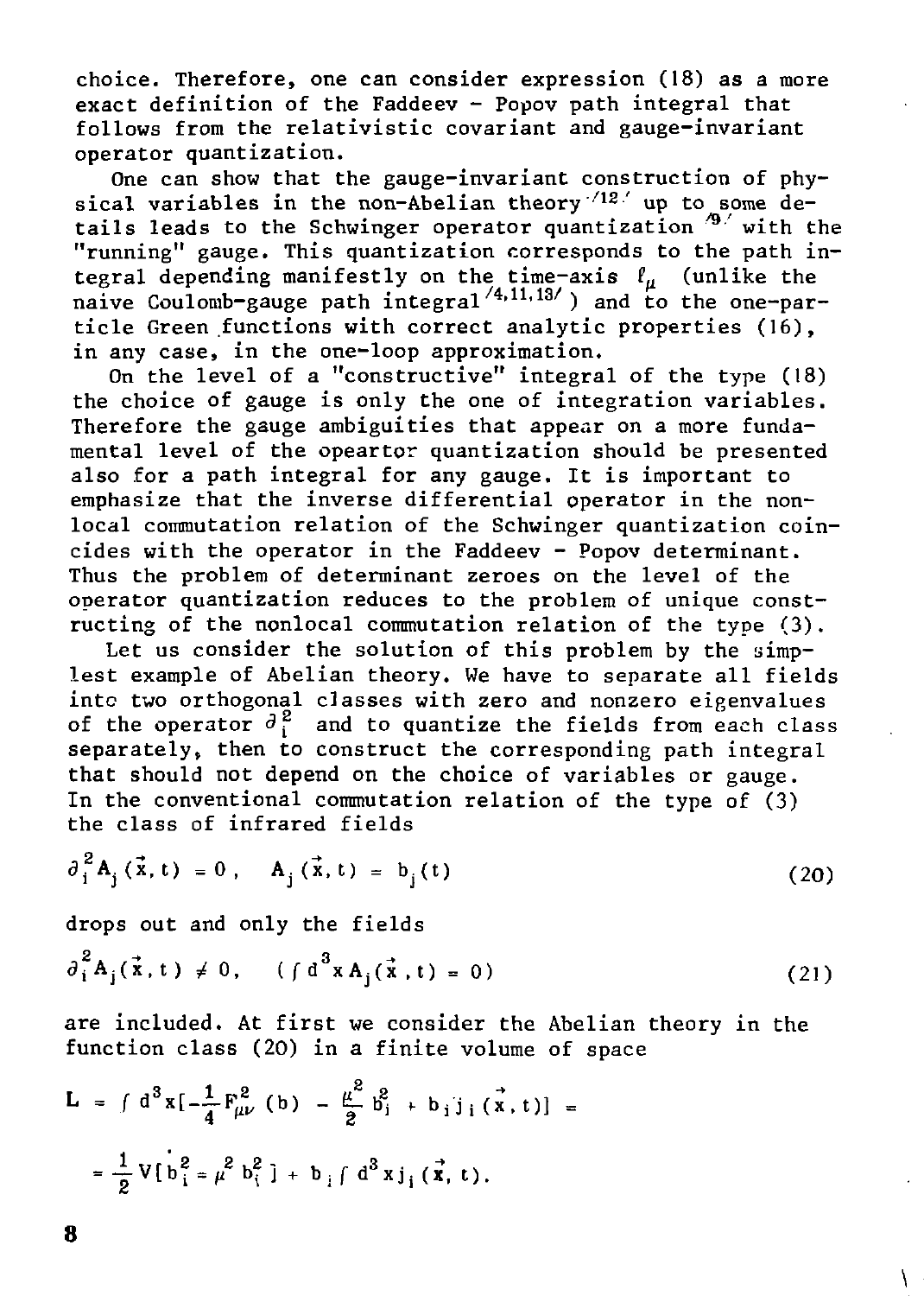choice. Therefore, one can consider expression (18) as a more exact definition of the Faddeev - Popov path integral that follows from the relativistic covariant and gauge-invariant operator quantization.

One can show that the gauge-invariant construction of physical variables in the non-Abelian theory [12] up to some details leads to the Schwinger operator quantization [9] with the "running" gauge. This quantization corresponds to the path integral depending manifestly on the time-axis $\ell_\mu$ (unlike the naive Coulomb-gauge path integral [4,11,13]) and to the one-particle Green functions with correct analytic properties (16), in any case, in the one-loop approximation.

On the level of a "constructive" integral of the type (18) the choice of gauge is only the one of integration variables. Therefore the gauge ambiguities that appear on a more fundamental level of the opeartor quantization should be presented also for a path integral for any gauge. It is important to emphasize that the inverse differential operator in the nonlocal commutation relation of the Schwinger quantization coincides with the operator in the Faddeev - Popov determinant. Thus the problem of determinant zeroes on the level of the operator quantization reduces to the problem of unique constructing of the nonlocal commutation relation of the type (3).

Let us consider the solution of this problem by the simplest example of Abelian theory. We have to separate all fields into two orthogonal classes with zero and nonzero eigenvalues of the operator $\partial_i^2$ and to quantize the fields from each class separately, then to construct the corresponding path integral that should not depend on the choice of variables or gauge. In the conventional commutation relation of the type of (3) the class of infrared fields

$$\partial_i^2 A_j(\vec{x},t) = 0\,, \quad A_j(\vec{x},t) = b_j(t) \tag{20}$$

drops out and only the fields

$$\partial_i^2 A_j(\vec{x},t) \neq 0, \quad \left(\int d^3x\, A_j(\vec{x},t) = 0\right) \tag{21}$$

are included. At first we consider the Abelian theory in the function class (20) in a finite volume of space

$$L = \int d^3x\left[-\frac{1}{4}F_{\mu\nu}^2(b) - \frac{\mu^2}{2}b_i^2 + b_i j_i(\vec{x},t)\right] =$$

$$= \frac{1}{2}V[\dot{b}_i^2 - \mu^2 b_i^2] + b_i \int d^3x\, j_i(\vec{x},t).$$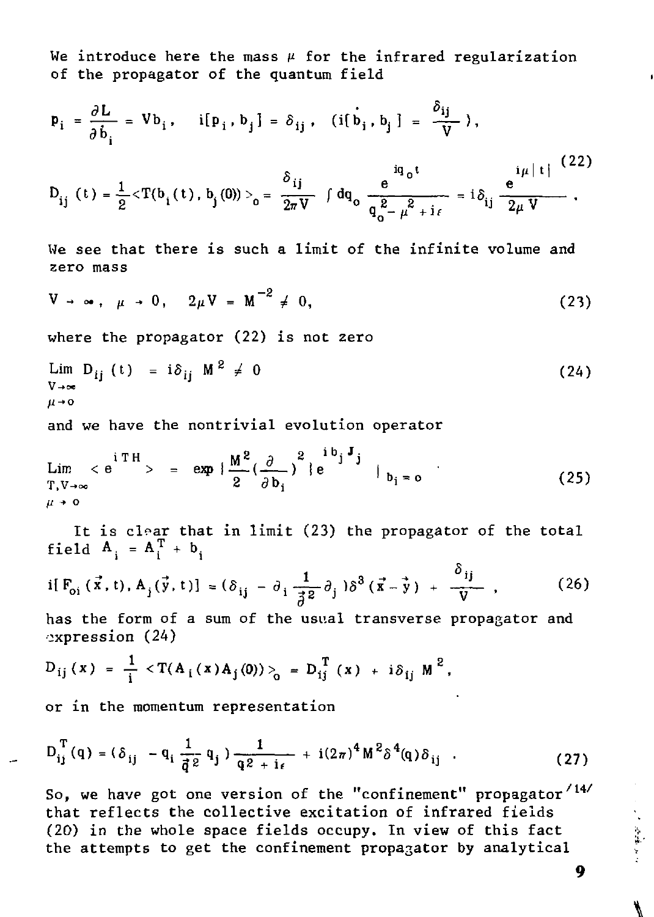We introduce here the mass $\mu$ for the infrared regularization of the propagator of the quantum field

$$p_i = \frac{\partial L}{\partial \dot{b}_i} = V\dot{b}_i, \quad i[p_i, b_j] = \delta_{ij}, \quad (i[\dot{b}_i, b_j] = \frac{\delta_{ij}}{V}),$$

$$D_{ij}(t) = \frac{1}{2} \langle T(b_i(t), b_j(0)) \rangle_0 = \frac{\delta_{ij}}{2\pi V} \int dq_0 \frac{e^{iq_0 t}}{q_0^2 - \mu^2 + i\epsilon} = i\delta_{ij} \frac{e^{i\mu|t|}}{2\mu V}. \tag{22}$$

We see that there is such a limit of the infinite volume and zero mass

$$V \to \infty, \quad \mu \to 0, \quad 2\mu V = M^{-2} \neq 0, \tag{23}$$

where the propagator (22) is not zero

$$\lim_{\substack{V \to \infty \\ \mu \to 0}} D_{ij}(t) = i\delta_{ij} M^2 \neq 0 \tag{24}$$

and we have the nontrivial evolution operator

$$\lim_{\substack{T, V \to \infty \\ \mu \to 0}} \langle e^{iTH} \rangle = \exp\left\{\frac{M^2}{2}\left(\frac{\partial}{\partial b_i}\right)^2\right\} e^{ib_j J_j} \Big|_{b_i = 0}. \tag{25}$$

It is clear that in limit (23) the propagator of the total field $A_i = A_i^T + b_i$

$$i[F_{0i}(\vec{x}, t), A_j(\vec{y}, t)] = (\delta_{ij} - \partial_i \frac{1}{\vec{\partial}^2} \partial_j) \delta^3(\vec{x} - \vec{y}) + \frac{\delta_{ij}}{V}, \tag{26}$$

has the form of a sum of the usual transverse propagator and expression (24)

$$D_{ij}(x) = \frac{1}{i} \langle T(A_i(x) A_j(0)) \rangle_0 = D_{ij}^T(x) + i\delta_{ij} M^2,$$

or in the momentum representation

$$D_{ij}^T(q) = (\delta_{ij} - q_i \frac{1}{\vec{q}^2} q_j) \frac{1}{q^2 + i\epsilon} + i(2\pi)^4 M^2 \delta^4(q) \delta_{ij}. \tag{27}$$

So, we have got one version of the "confinement" propagator [14] that reflects the collective excitation of infrared fields (20) in the whole space fields occupy. In view of this fact the attempts to get the confinement propagator by analytical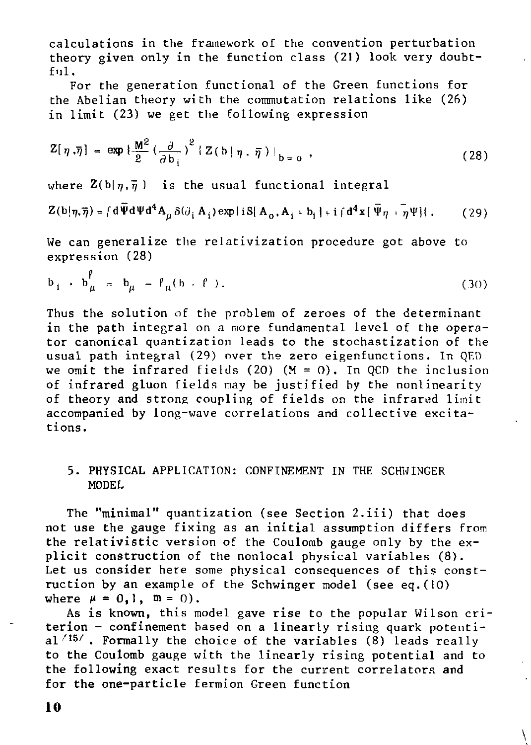calculations in the framework of the convention perturbation theory given only in the function class (21) look very doubtful.

For the generation functional of the Green functions for the Abelian theory with the commutation relations like (26) in limit (23) we get the following expression

$$Z[\eta,\bar{\eta}] = \exp\{\frac{M^2}{2}(\frac{\partial}{\partial b_i})^2\}Z(b|\eta,\bar{\eta})|_{b=0}\,, \tag{28}$$

where $Z(b|\eta,\bar{\eta})$ is the usual functional integral

$$Z(b|\eta,\bar{\eta}) = \int d\bar{\Psi}d\Psi d^4A_\mu\,\delta(\partial_i A_i)\exp\{iS[A_0, A_i + b_i] + i\int d^4x[\bar{\Psi}\eta + \bar{\eta}\Psi]\}\,. \tag{29}$$

We can generalize the relativization procedure got above to expression (28)

$$b_i \to b^{\ell}_\mu = b_\mu - \ell_\mu(b\cdot\ell)\,. \tag{30}$$

Thus the solution of the problem of zeroes of the determinant in the path integral on a more fundamental level of the operator canonical quantization leads to the stochastization of the usual path integral (29) over the zero eigenfunctions. In QED we omit the infrared fields (20) ($M = 0$). In QCD the inclusion of infrared gluon fields may be justified by the nonlinearity of theory and strong coupling of fields on the infrared limit accompanied by long-wave correlations and collective excitations.

## 5. PHYSICAL APPLICATION: CONFINEMENT IN THE SCHWINGER MODEL

The "minimal" quantization (see Section 2.iii) that does not use the gauge fixing as an initial assumption differs from the relativistic version of the Coulomb gauge only by the explicit construction of the nonlocal physical variables (8). Let us consider here some physical consequences of this construction by an example of the Schwinger model (see eq.(10) where $\mu = 0,1$, $m = 0$).

As is known, this model gave rise to the popular Wilson criterion - confinement based on a linearly rising quark potential [15]. Formally the choice of the variables (8) leads really to the Coulomb gauge with the linearly rising potential and to the following exact results for the current correlators and for the one-particle fermion Green function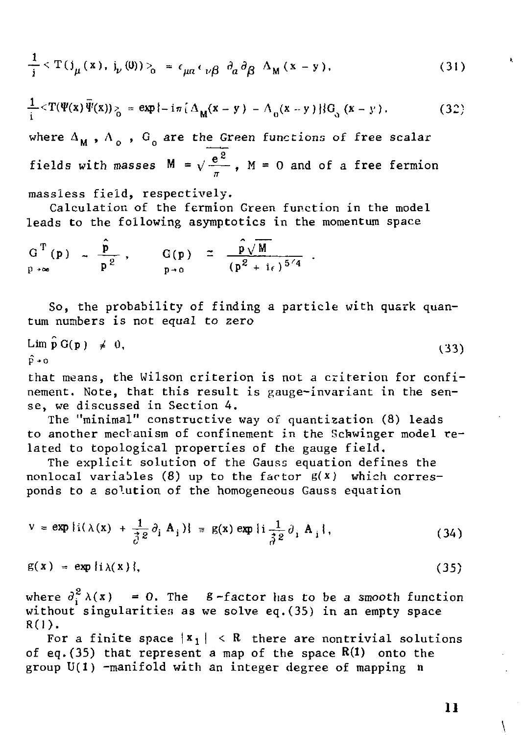$$\frac{1}{i} < T(j_\mu(x), j_\nu(0)) >_0 = \epsilon_{\mu\alpha} \epsilon_{\nu\beta} \partial_\alpha \partial_\beta \Lambda_M(x-y), \tag{31}$$

$$\frac{1}{i} < T(\Psi(x)\bar{\Psi}(x)) >_0 = \exp\{-i\pi[\Lambda_M(x-y) - \Lambda_0(x-y)]\} G_0(x-y). \tag{32}$$

where $\Delta_M$, $\Lambda_0$, $G_0$ are the Green functions of free scalar fields with masses $M = \sqrt{\frac{e^2}{\pi}}$, $M = 0$ and of a free fermion massless field, respectively.

Calculation of the fermion Green function in the model leads to the following asymptotics in the momentum space

$$\underset{p\to\infty}{G^T(p)} \sim \frac{\hat{p}}{p^2}, \qquad \underset{p\to 0}{G(p)} = \frac{\hat{p}\sqrt{M}}{(p^2 + i\epsilon)^{5/4}} .$$

So, the probability of finding a particle with quark quantum numbers is not equal to zero

$$\lim_{\hat{p}\to 0} \hat{p}\, G(p) \neq 0, \tag{33}$$

that means, the Wilson criterion is not a criterion for confinement. Note, that this result is gauge-invariant in the sense, we discussed in Section 4.

The "minimal" constructive way of quantization (8) leads to another mechanism of confinement in the Schwinger model related to topological properties of the gauge field.

The explicit solution of the Gauss equation defines the nonlocal variables (8) up to the factor $g(x)$ which corresponds to a solution of the homogeneous Gauss equation

$$v = \exp\{i(\lambda(x) + \frac{1}{\partial^2}\partial_i A_i)\} = g(x)\exp\{i\frac{1}{\partial^2}\partial_i A_i\}, \tag{34}$$

$$g(x) = \exp\{i\lambda(x)\}, \tag{35}$$

where $\partial_i^2 \lambda(x) = 0$. The $g$-factor has to be a smooth function without singularities as we solve eq.(35) in an empty space $R(1)$.

For a finite space $|x_1| < R$ there are nontrivial solutions of eq.(35) that represent a map of the space $R(1)$ onto the group $U(1)$-manifold with an integer degree of mapping $n$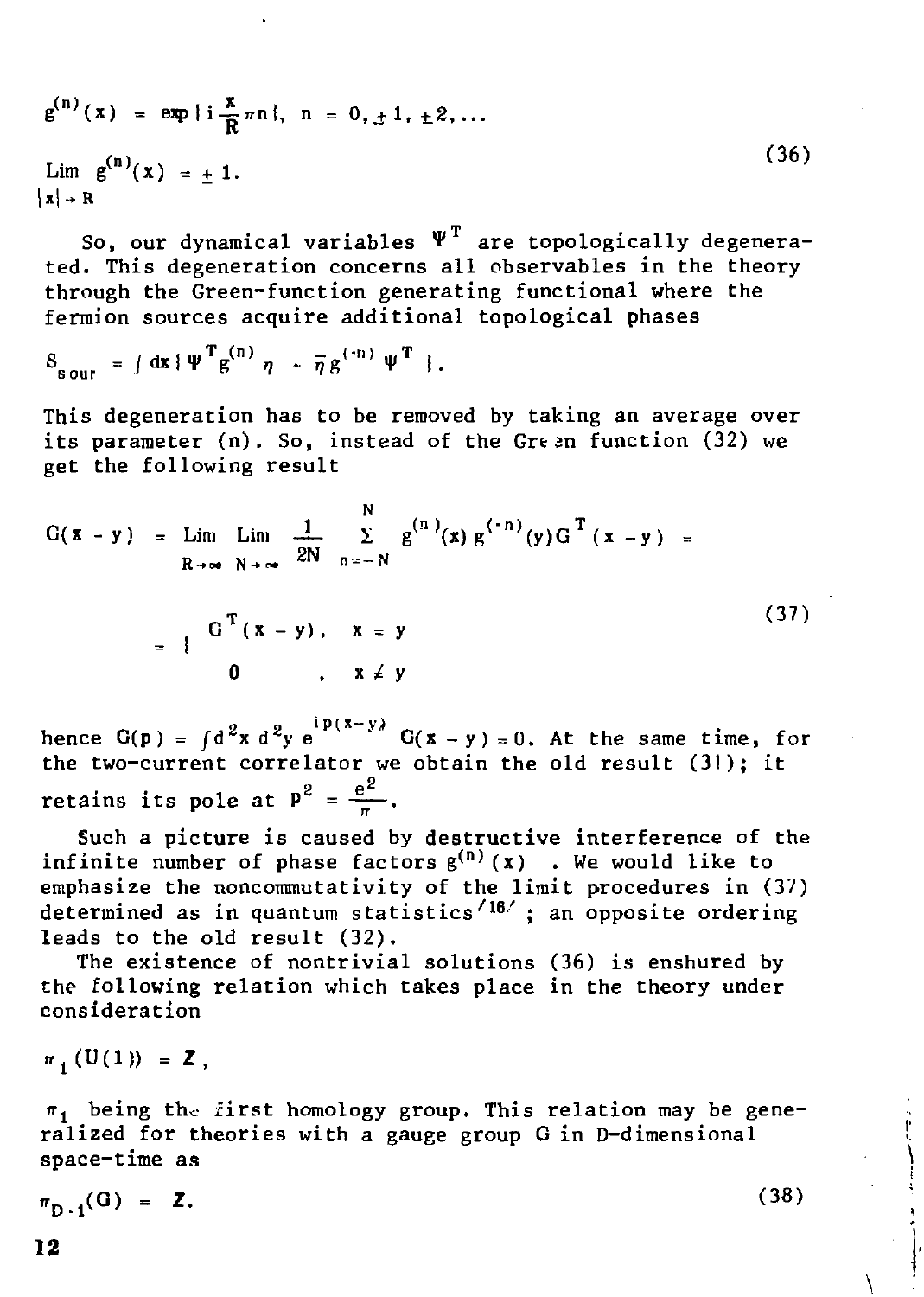$$g^{(n)}(x) = \exp\{ i\frac{x}{R}\pi n\},\ n = 0, \pm 1, \pm 2, \ldots$$

$$\lim_{|x| \to R} g^{(n)}(x) = \pm 1. \tag{36}$$

So, our dynamical variables $\Psi^T$ are topologically degenerated. This degeneration concerns all observables in the theory through the Green-function generating functional where the fermion sources acquire additional topological phases

$$S_{sour} = \int dx \{ \Psi^T g^{(n)} \eta + \bar{\eta} g^{(-n)} \Psi^T \}.$$

This degeneration has to be removed by taking an average over its parameter (n). So, instead of the Green function (32) we get the following result

$$G(x - y) = \lim_{R \to \infty} \lim_{N \to \infty} \frac{1}{2N} \sum_{n=-N}^{N} g^{(n)}(x) g^{(-n)}(y) G^T(x - y) =$$

$$= \begin{cases} G^T(x - y), & x = y \\ 0 & , x \neq y \end{cases} \tag{37}$$

hence $G(p) = \int d^2x\, d^2y\, e^{ip(x-y)} G(x - y) = 0$. At the same time, for the two-current correlator we obtain the old result (31); it retains its pole at $p^2 = \frac{e^2}{\pi}$.

Such a picture is caused by destructive interference of the infinite number of phase factors $g^{(n)}(x)$ . We would like to emphasize the noncommutativity of the limit procedures in (37) determined as in quantum statistics[16] ; an opposite ordering leads to the old result (32).

The existence of nontrivial solutions (36) is enshured by the following relation which takes place in the theory under consideration

$$\pi_1(U(1)) = \mathbf{Z},$$

$\pi_1$ being the first homology group. This relation may be generalized for theories with a gauge group G in D-dimensional space-time as

$$\pi_{D-1}(G) = \mathbf{Z}. \tag{38}$$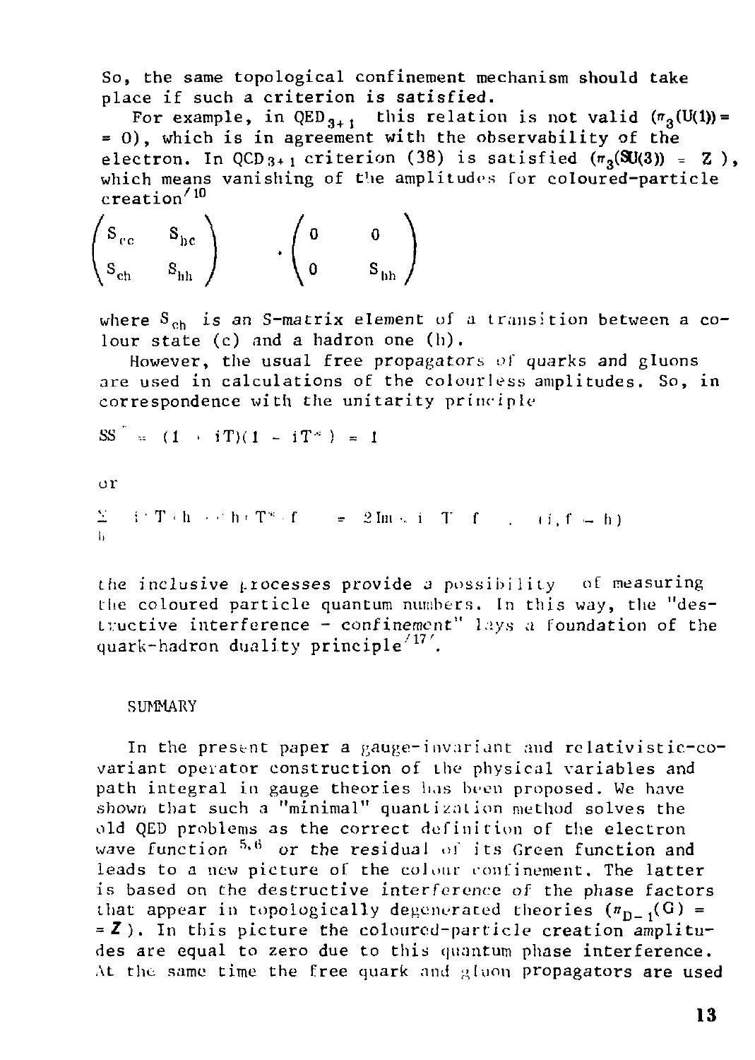So, the same topological confinement mechanism should take place if such a criterion is satisfied.

For example, in $QED_{3+1}$ this relation is not valid ($\pi_3(U(1)) = 0$), which is in agreement with the observability of the electron. In $QCD_{3+1}$ criterion (38) is satisfied ($\pi_3(SU(3)) = Z$), which means vanishing of the amplitudes for coloured-particle creation[10]

$$\begin{pmatrix} S_{cc} & S_{hc} \\ S_{ch} & S_{hh} \end{pmatrix} \cdot \begin{pmatrix} 0 & 0 \\ 0 & S_{hh} \end{pmatrix}$$

where $S_{ch}$ is an S-matrix element of a transition between a colour state (c) and a hadron one (h).

However, the usual free propagators of quarks and gluons are used in calculations of the colourless amplitudes. So, in correspondence with the unitarity principle

$$SS^{*} = (1 + iT)(1 - iT^{*}) = 1$$

or

$$\sum_{h} \langle i|T|h\rangle\langle h|T^{*}|f\rangle = 2\,\mathrm{Im}\langle i|T|f\rangle \quad , \quad (i,f - h)$$

the inclusive processes provide a possibility of measuring the coloured particle quantum numbers. In this way, the "destructive interference - confinement" lays a foundation of the quark-hadron duality principle[17].

## SUMMARY

In the present paper a gauge-invariant and relativistic-covariant operator construction of the physical variables and path integral in gauge theories has been proposed. We have shown that such a "minimal" quantization method solves the old QED problems as the correct definition of the electron wave function[5,6] or the residual of its Green function and leads to a new picture of the colour confinement. The latter is based on the destructive interference of the phase factors that appear in topologically degenerated theories ($\pi_{D-1}(G) = Z$). In this picture the coloured-particle creation amplitudes are equal to zero due to this quantum phase interference. At the same time the free quark and gluon propagators are used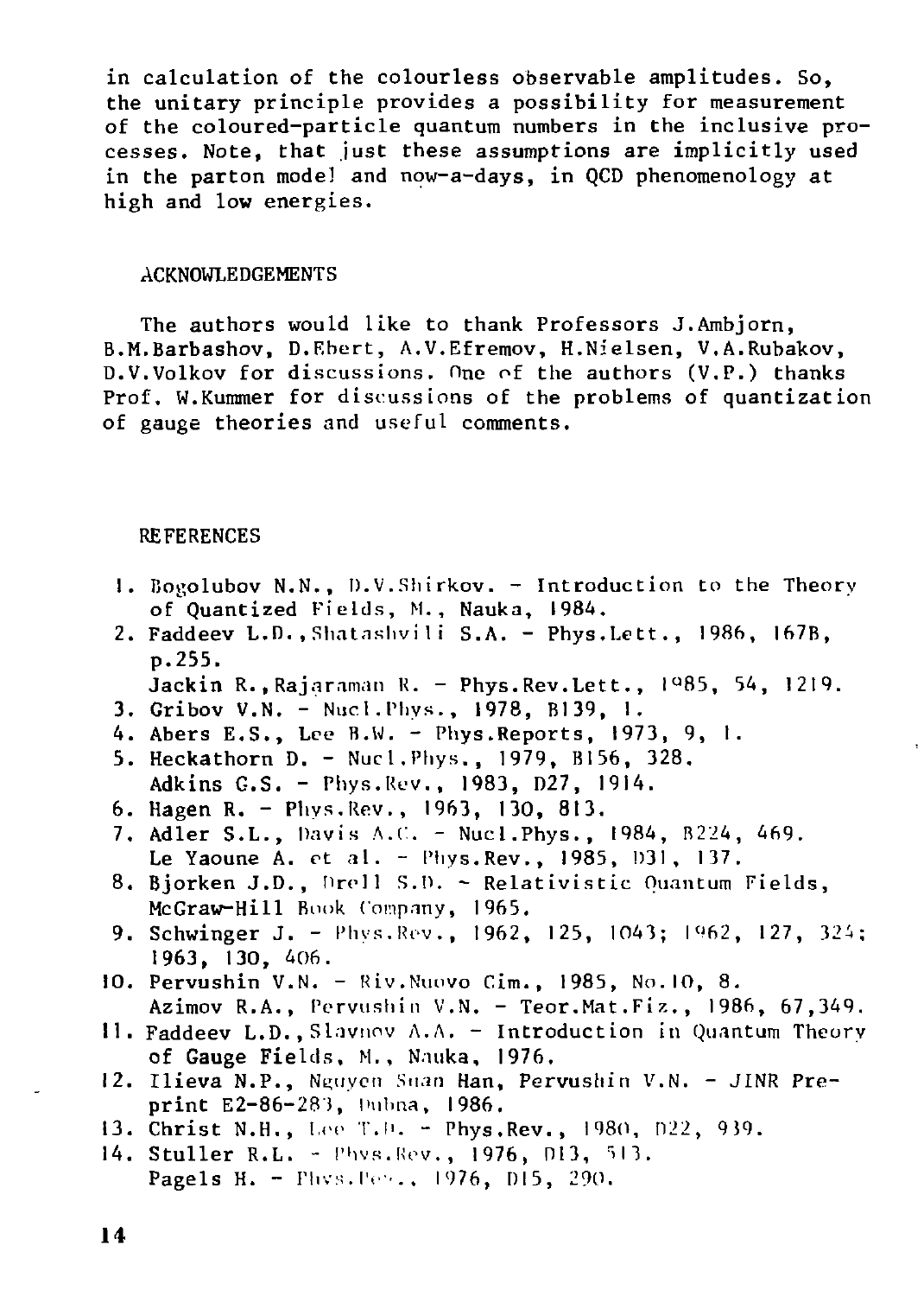in calculation of the colourless observable amplitudes. So, the unitary principle provides a possibility for measurement of the coloured-particle quantum numbers in the inclusive processes. Note, that just these assumptions are implicitly used in the parton model and now-a-days, in QCD phenomenology at high and low energies.

## ACKNOWLEDGEMENTS

The authors would like to thank Professors J.Ambjorn, B.M.Barbashov, D.Ebert, A.V.Efremov, H.Nielsen, V.A.Rubakov, D.V.Volkov for discussions. One of the authors (V.P.) thanks Prof. W.Kummer for discussions of the problems of quantization of gauge theories and useful comments.

## REFERENCES

1. Bogolubov N.N., D.V.Shirkov. - Introduction to the Theory of Quantized Fields, M., Nauka, 1984.
2. Faddeev L.D.,Shatashvili S.A. - Phys.Lett., 1986, 167B, p.255.
   Jackin R.,Rajaraman R. - Phys.Rev.Lett., 1985, 54, 1219.
3. Gribov V.N. - Nucl.Phys., 1978, B139, 1.
4. Abers E.S., Lee B.W. - Phys.Reports, 1973, 9, 1.
5. Heckathorn D. - Nucl.Phys., 1979, B156, 328.
   Adkins G.S. - Phys.Rev., 1983, D27, 1914.
6. Hagen R. - Phys.Rev., 1963, 130, 813.
7. Adler S.L., Davis A.C. - Nucl.Phys., 1984, B224, 469.
   Le Yaoune A. et al. - Phys.Rev., 1985, D31, 137.
8. Bjorken J.D., Drell S.D. - Relativistic Quantum Fields, McGraw-Hill Book Company, 1965.
9. Schwinger J. - Phys.Rev., 1962, 125, 1043; 1962, 127, 324; 1963, 130, 406.
10. Pervushin V.N. - Riv.Nuovo Cim., 1985, No.10, 8.
    Azimov R.A., Pervushin V.N. - Teor.Mat.Fiz., 1986, 67,349.
11. Faddeev L.D.,Slavnov A.A. - Introduction in Quantum Theory of Gauge Fields, M., Nauka, 1976.
12. Ilieva N.P., Nguyen Suan Han, Pervushin V.N. - JINR Preprint E2-86-283, Dubna, 1986.
13. Christ N.H., Lee T.D. - Phys.Rev., 1980, D22, 939.
14. Stuller R.L. - Phys.Rev., 1976, D13, 513.
    Pagels H. - Phys.Rev., 1976, D15, 290.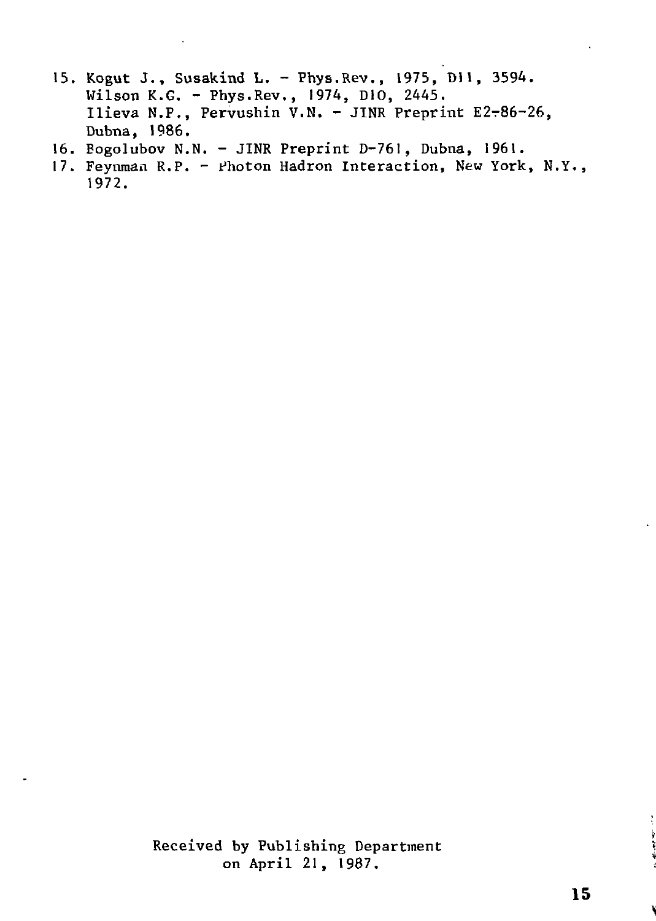15. Kogut J., Susakind L. - Phys.Rev., 1975, D11, 3594.
    Wilson K.G. - Phys.Rev., 1974, D10, 2445.
    Ilieva N.P., Pervushin V.N. - JINR Preprint E2-86-26, Dubna, 1986.
16. Bogolubov N.N. - JINR Preprint D-761, Dubna, 1961.
17. Feynman R.P. - Photon Hadron Interaction, New York, N.Y., 1972.

Received by Publishing Department
on April 21, 1987.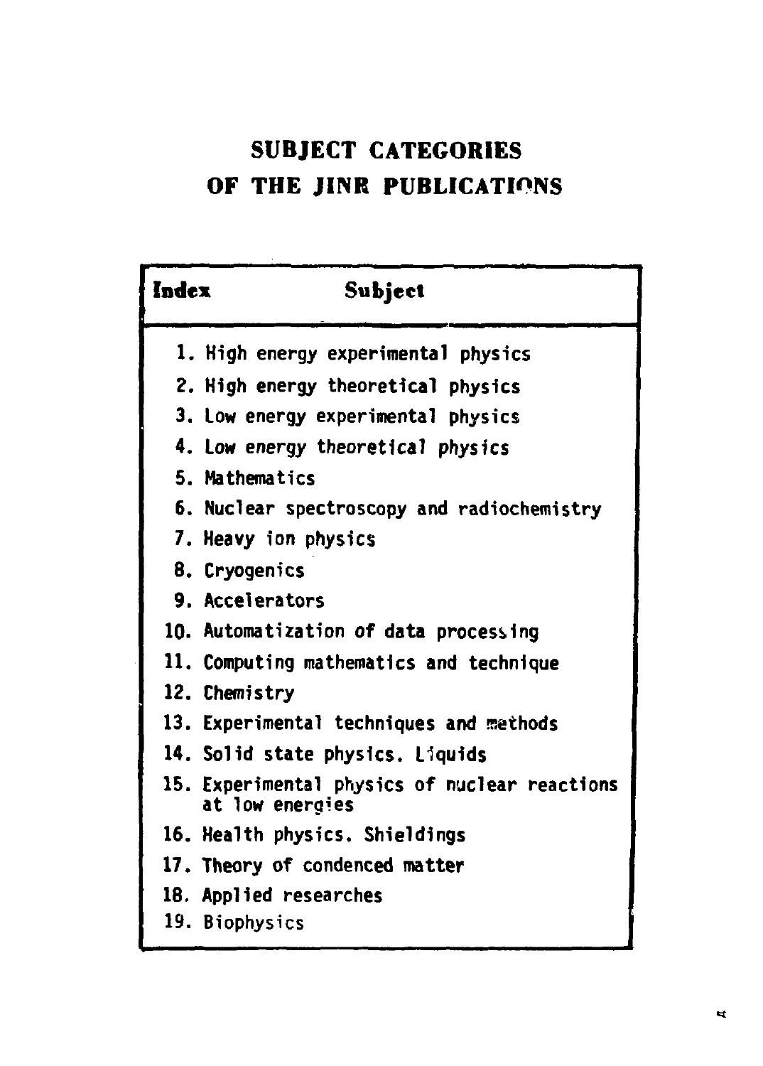# SUBJECT CATEGORIES OF THE JINR PUBLICATIONS

| Index | Subject |
|---|---|
| 1. | High energy experimental physics |
| 2. | High energy theoretical physics |
| 3. | Low energy experimental physics |
| 4. | Low energy theoretical physics |
| 5. | Mathematics |
| 6. | Nuclear spectroscopy and radiochemistry |
| 7. | Heavy ion physics |
| 8. | Cryogenics |
| 9. | Accelerators |
| 10. | Automatization of data processing |
| 11. | Computing mathematics and technique |
| 12. | Chemistry |
| 13. | Experimental techniques and methods |
| 14. | Solid state physics. Liquids |
| 15. | Experimental physics of nuclear reactions at low energies |
| 16. | Health physics. Shieldings |
| 17. | Theory of condenced matter |
| 18. | Applied researches |
| 19. | Biophysics |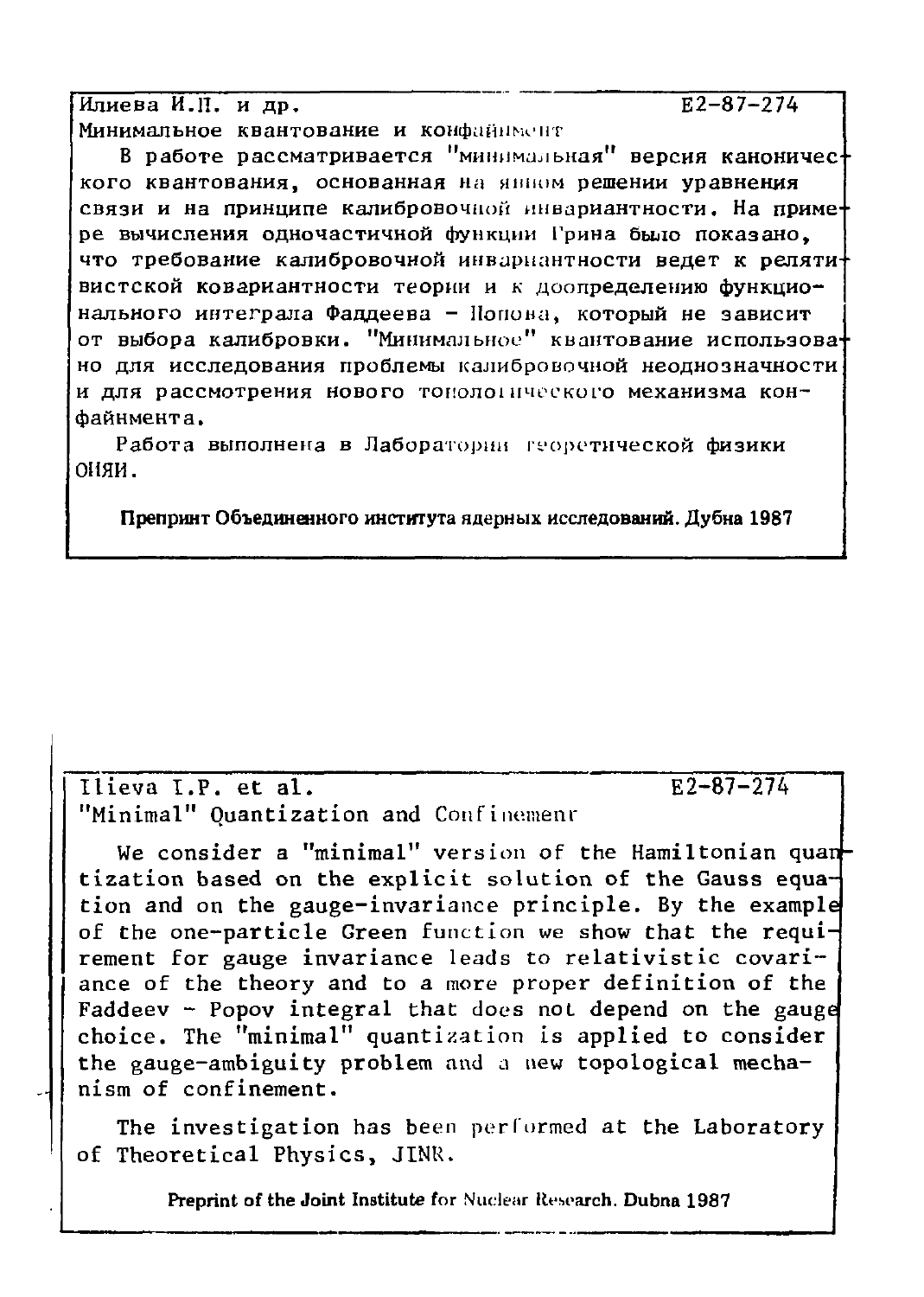Илиева И.П. и др. E2-87-274

Минимальное квантование и конфайнмент

В работе рассматривается "минимальная" версия канонического квантования, основанная на явном решении уравнения связи и на принципе калибровочной инвариантности. На примере вычисления одночастичной функции Грина было показано, что требование калибровочной инвариантности ведет к релятивистской ковариантности теории и к доопределению функционального интеграла Фаддеева – Попова, который не зависит от выбора калибровки. "Минимальное" квантование использовано для исследования проблемы калибровочной неоднозначности и для рассмотрения нового топологического механизма конфайнмента.

Работа выполнена в Лаборатории теоретической физики ОИЯИ.

**Препринт Объединенного института ядерных исследований. Дубна 1987**

---

Ilieva I.P. et al. E2-87-274

"Minimal" Quantization and Confinement

We consider a "minimal" version of the Hamiltonian quantization based on the explicit solution of the Gauss equation and on the gauge-invariance principle. By the example of the one-particle Green function we show that the requirement for gauge invariance leads to relativistic covariance of the theory and to a more proper definition of the Faddeev – Popov integral that does not depend on the gauge choice. The "minimal" quantization is applied to consider the gauge-ambiguity problem and a new topological mechanism of confinement.

The investigation has been performed at the Laboratory of Theoretical Physics, JINR.

**Preprint of the Joint Institute for Nuclear Research. Dubna 1987**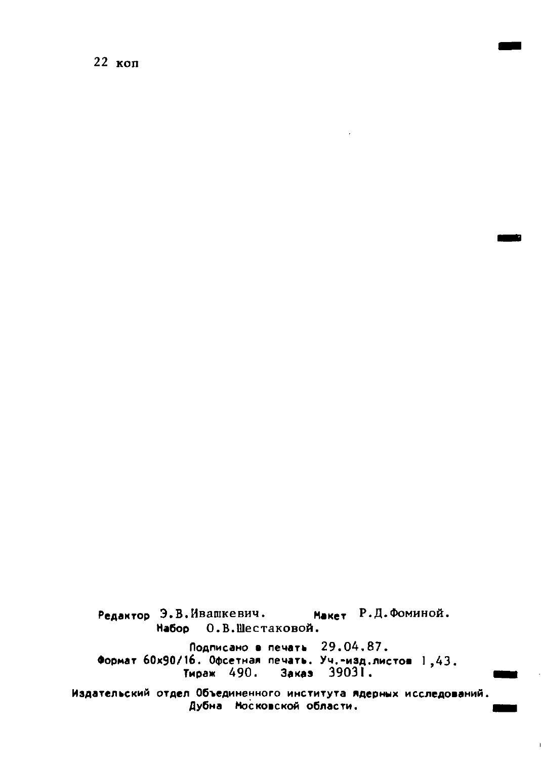22 коп

Редактор Э.В.Ивашкевич. Макет Р.Д.Фоминой.
Набор О.В.Шестаковой.

Подписано в печать 29.04.87.
Формат 60x90/16. Офсетная печать. Уч.-изд.листов 1,43.
Тираж 490. Заказ 39031.

Издательский отдел Объединенного института ядерных исследований.
Дубна Московской области.